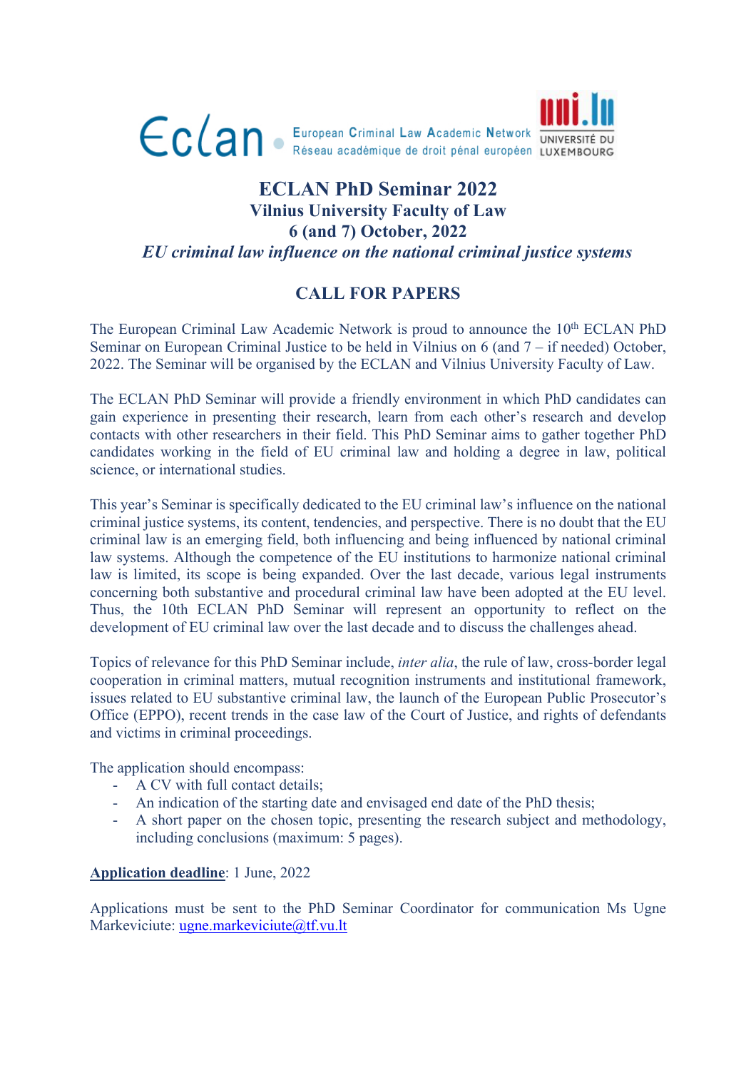Eclan · European Criminal Law Academic Network
Réseau académique de droit pénal européen

uni.lu UNIVERSITÉ DU LUXEMBOURG

# ECLAN PhD Seminar 2022

## Vilnius University Faculty of Law

## 6 (and 7) October, 2022

### *EU criminal law influence on the national criminal justice systems*

## CALL FOR PAPERS

The European Criminal Law Academic Network is proud to announce the 10th ECLAN PhD Seminar on European Criminal Justice to be held in Vilnius on 6 (and 7 – if needed) October, 2022. The Seminar will be organised by the ECLAN and Vilnius University Faculty of Law.

The ECLAN PhD Seminar will provide a friendly environment in which PhD candidates can gain experience in presenting their research, learn from each other's research and develop contacts with other researchers in their field. This PhD Seminar aims to gather together PhD candidates working in the field of EU criminal law and holding a degree in law, political science, or international studies.

This year's Seminar is specifically dedicated to the EU criminal law's influence on the national criminal justice systems, its content, tendencies, and perspective. There is no doubt that the EU criminal law is an emerging field, both influencing and being influenced by national criminal law systems. Although the competence of the EU institutions to harmonize national criminal law is limited, its scope is being expanded. Over the last decade, various legal instruments concerning both substantive and procedural criminal law have been adopted at the EU level. Thus, the 10th ECLAN PhD Seminar will represent an opportunity to reflect on the development of EU criminal law over the last decade and to discuss the challenges ahead.

Topics of relevance for this PhD Seminar include, *inter alia*, the rule of law, cross-border legal cooperation in criminal matters, mutual recognition instruments and institutional framework, issues related to EU substantive criminal law, the launch of the European Public Prosecutor's Office (EPPO), recent trends in the case law of the Court of Justice, and rights of defendants and victims in criminal proceedings.

The application should encompass:

- A CV with full contact details;
- An indication of the starting date and envisaged end date of the PhD thesis;
- A short paper on the chosen topic, presenting the research subject and methodology, including conclusions (maximum: 5 pages).

**Application deadline**: 1 June, 2022

Applications must be sent to the PhD Seminar Coordinator for communication Ms Ugne Markeviciute: ugne.markeviciute@tf.vu.lt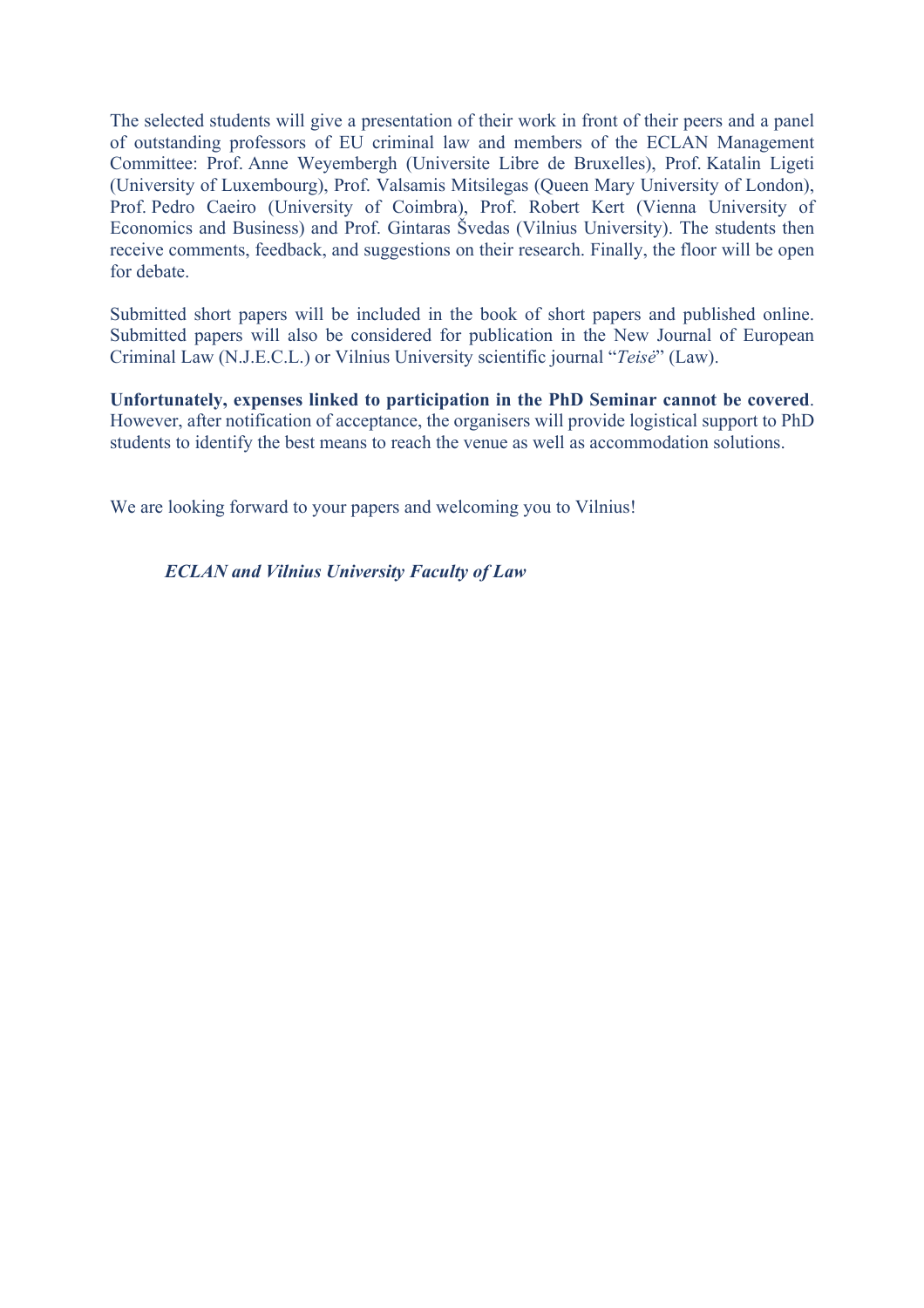The selected students will give a presentation of their work in front of their peers and a panel of outstanding professors of EU criminal law and members of the ECLAN Management Committee: Prof. Anne Weyembergh (Universite Libre de Bruxelles), Prof. Katalin Ligeti (University of Luxembourg), Prof. Valsamis Mitsilegas (Queen Mary University of London), Prof. Pedro Caeiro (University of Coimbra), Prof. Robert Kert (Vienna University of Economics and Business) and Prof. Gintaras Švedas (Vilnius University). The students then receive comments, feedback, and suggestions on their research. Finally, the floor will be open for debate.

Submitted short papers will be included in the book of short papers and published online. Submitted papers will also be considered for publication in the New Journal of European Criminal Law (N.J.E.C.L.) or Vilnius University scientific journal "*Teisė*" (Law).

**Unfortunately, expenses linked to participation in the PhD Seminar cannot be covered**. However, after notification of acceptance, the organisers will provide logistical support to PhD students to identify the best means to reach the venue as well as accommodation solutions.

We are looking forward to your papers and welcoming you to Vilnius!

***ECLAN and Vilnius University Faculty of Law***